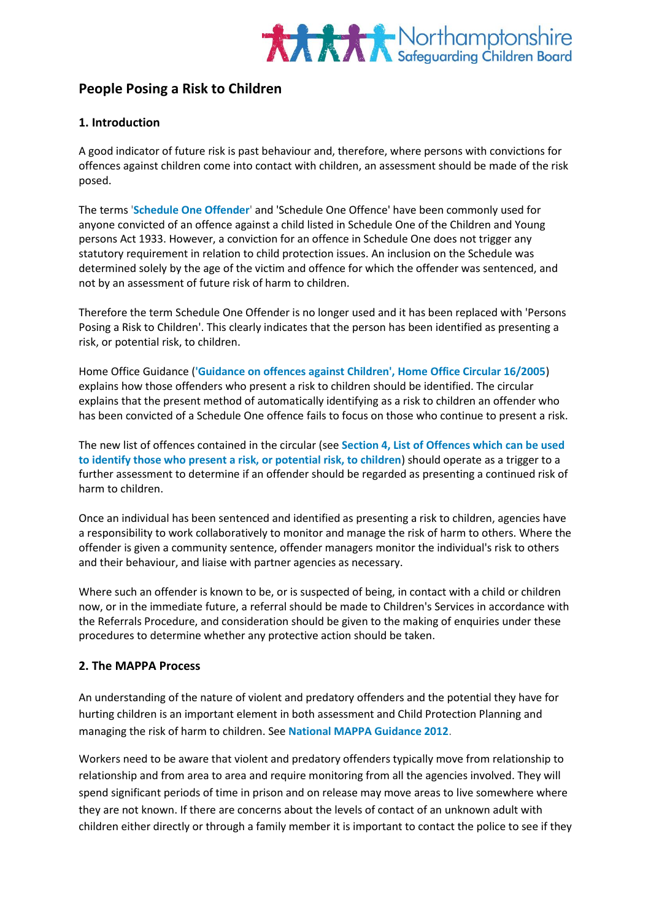# People Posing a Risk to Children

## 1. Introduction

A good indicator of future risk is past behaviour and, therefore, where persons with convictions for offences against children come into contact with children, an assessment should be made of the risk posed.

The terms '**Schedule One Offender**' and 'Schedule One Offence' have been commonly used for anyone convicted of an offence against a child listed in Schedule One of the Children and Young persons Act 1933. However, a conviction for an offence in Schedule One does not trigger any statutory requirement in relation to child protection issues. An inclusion on the Schedule was determined solely by the age of the victim and offence for which the offender was sentenced, and not by an assessment of future risk of harm to children.

Therefore the term Schedule One Offender is no longer used and it has been replaced with 'Persons Posing a Risk to Children'. This clearly indicates that the person has been identified as presenting a risk, or potential risk, to children.

Home Office Guidance (**'Guidance on offences against Children', Home Office Circular 16/2005**) explains how those offenders who present a risk to children should be identified. The circular explains that the present method of automatically identifying as a risk to children an offender who has been convicted of a Schedule One offence fails to focus on those who continue to present a risk.

The new list of offences contained in the circular (see **Section 4, List of Offences which can be used to identify those who present a risk, or potential risk, to children**) should operate as a trigger to a further assessment to determine if an offender should be regarded as presenting a continued risk of harm to children.

Once an individual has been sentenced and identified as presenting a risk to children, agencies have a responsibility to work collaboratively to monitor and manage the risk of harm to others. Where the offender is given a community sentence, offender managers monitor the individual's risk to others and their behaviour, and liaise with partner agencies as necessary.

Where such an offender is known to be, or is suspected of being, in contact with a child or children now, or in the immediate future, a referral should be made to Children's Services in accordance with the Referrals Procedure, and consideration should be given to the making of enquiries under these procedures to determine whether any protective action should be taken.

## 2. The MAPPA Process

An understanding of the nature of violent and predatory offenders and the potential they have for hurting children is an important element in both assessment and Child Protection Planning and managing the risk of harm to children. See **National MAPPA Guidance 2012**.

Workers need to be aware that violent and predatory offenders typically move from relationship to relationship and from area to area and require monitoring from all the agencies involved. They will spend significant periods of time in prison and on release may move areas to live somewhere where they are not known. If there are concerns about the levels of contact of an unknown adult with children either directly or through a family member it is important to contact the police to see if they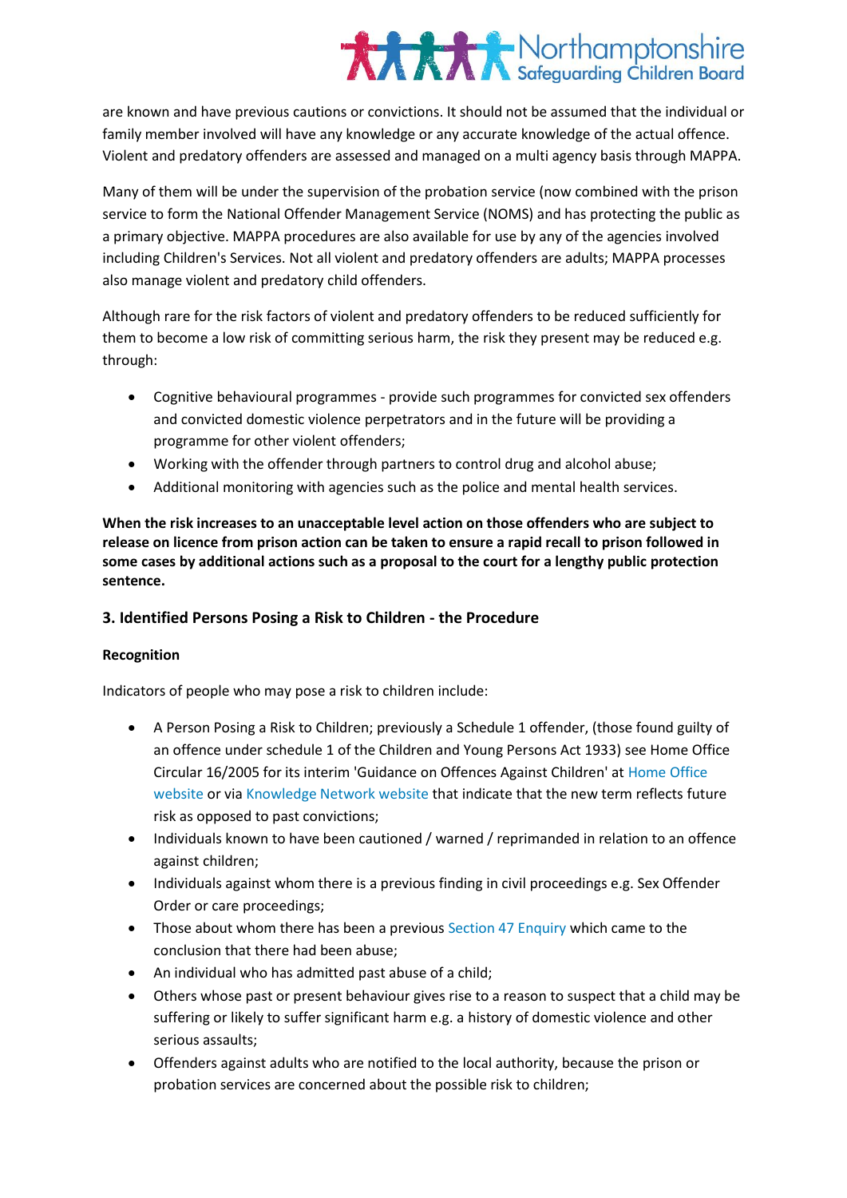are known and have previous cautions or convictions. It should not be assumed that the individual or family member involved will have any knowledge or any accurate knowledge of the actual offence. Violent and predatory offenders are assessed and managed on a multi agency basis through MAPPA.

Many of them will be under the supervision of the probation service (now combined with the prison service to form the National Offender Management Service (NOMS) and has protecting the public as a primary objective. MAPPA procedures are also available for use by any of the agencies involved including Children's Services. Not all violent and predatory offenders are adults; MAPPA processes also manage violent and predatory child offenders.

Although rare for the risk factors of violent and predatory offenders to be reduced sufficiently for them to become a low risk of committing serious harm, the risk they present may be reduced e.g. through:

- Cognitive behavioural programmes - provide such programmes for convicted sex offenders and convicted domestic violence perpetrators and in the future will be providing a programme for other violent offenders;
- Working with the offender through partners to control drug and alcohol abuse;
- Additional monitoring with agencies such as the police and mental health services.

**When the risk increases to an unacceptable level action on those offenders who are subject to release on licence from prison action can be taken to ensure a rapid recall to prison followed in some cases by additional actions such as a proposal to the court for a lengthy public protection sentence.**

## 3. Identified Persons Posing a Risk to Children - the Procedure

**Recognition**

Indicators of people who may pose a risk to children include:

- A Person Posing a Risk to Children; previously a Schedule 1 offender, (those found guilty of an offence under schedule 1 of the Children and Young Persons Act 1933) see Home Office Circular 16/2005 for its interim 'Guidance on Offences Against Children' at Home Office website or via Knowledge Network website that indicate that the new term reflects future risk as opposed to past convictions;
- Individuals known to have been cautioned / warned / reprimanded in relation to an offence against children;
- Individuals against whom there is a previous finding in civil proceedings e.g. Sex Offender Order or care proceedings;
- Those about whom there has been a previous Section 47 Enquiry which came to the conclusion that there had been abuse;
- An individual who has admitted past abuse of a child;
- Others whose past or present behaviour gives rise to a reason to suspect that a child may be suffering or likely to suffer significant harm e.g. a history of domestic violence and other serious assaults;
- Offenders against adults who are notified to the local authority, because the prison or probation services are concerned about the possible risk to children;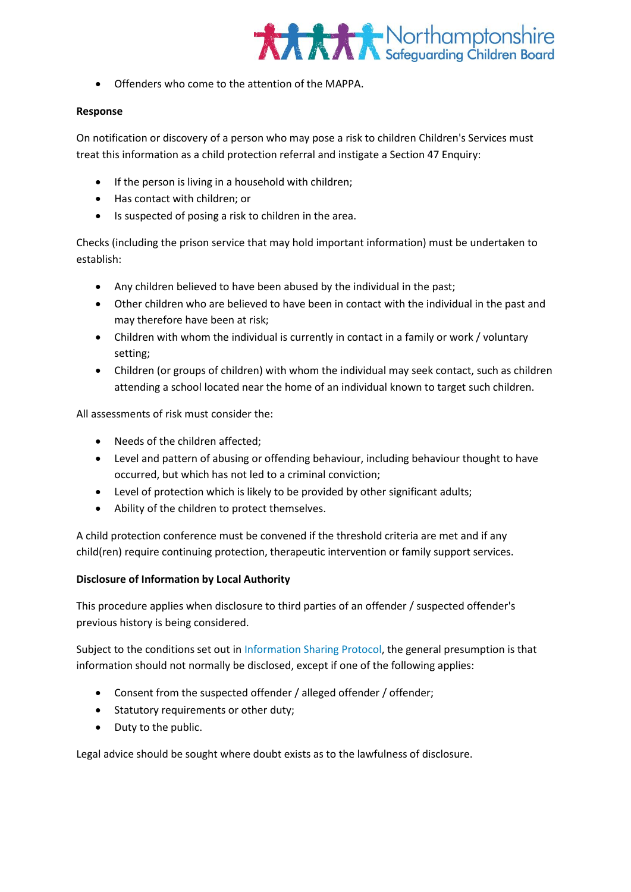- Offenders who come to the attention of the MAPPA.

**Response**

On notification or discovery of a person who may pose a risk to children Children's Services must treat this information as a child protection referral and instigate a Section 47 Enquiry:

- If the person is living in a household with children;
- Has contact with children; or
- Is suspected of posing a risk to children in the area.

Checks (including the prison service that may hold important information) must be undertaken to establish:

- Any children believed to have been abused by the individual in the past;
- Other children who are believed to have been in contact with the individual in the past and may therefore have been at risk;
- Children with whom the individual is currently in contact in a family or work / voluntary setting;
- Children (or groups of children) with whom the individual may seek contact, such as children attending a school located near the home of an individual known to target such children.

All assessments of risk must consider the:

- Needs of the children affected;
- Level and pattern of abusing or offending behaviour, including behaviour thought to have occurred, but which has not led to a criminal conviction;
- Level of protection which is likely to be provided by other significant adults;
- Ability of the children to protect themselves.

A child protection conference must be convened if the threshold criteria are met and if any child(ren) require continuing protection, therapeutic intervention or family support services.

**Disclosure of Information by Local Authority**

This procedure applies when disclosure to third parties of an offender / suspected offender's previous history is being considered.

Subject to the conditions set out in Information Sharing Protocol, the general presumption is that information should not normally be disclosed, except if one of the following applies:

- Consent from the suspected offender / alleged offender / offender;
- Statutory requirements or other duty;
- Duty to the public.

Legal advice should be sought where doubt exists as to the lawfulness of disclosure.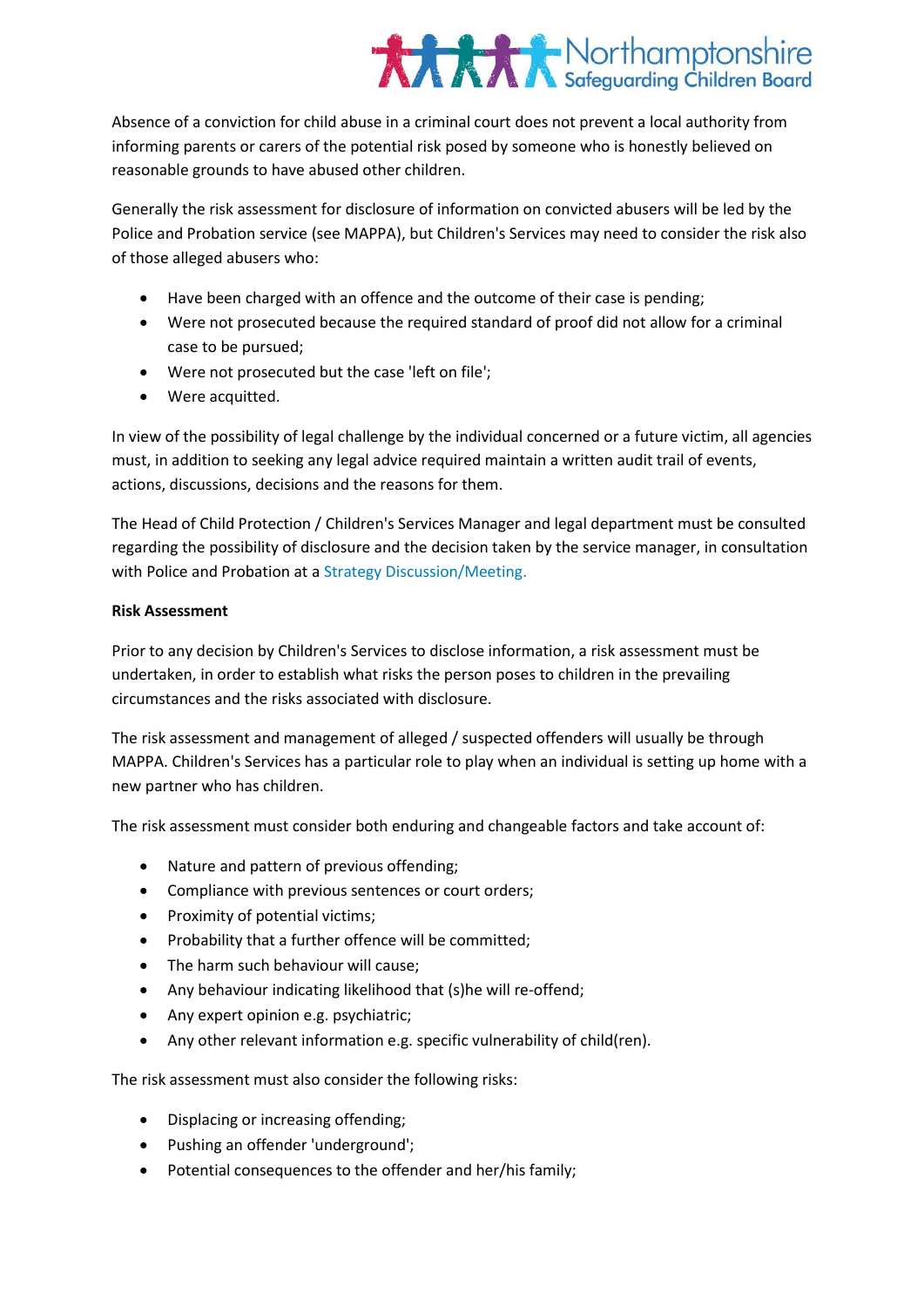Absence of a conviction for child abuse in a criminal court does not prevent a local authority from informing parents or carers of the potential risk posed by someone who is honestly believed on reasonable grounds to have abused other children.

Generally the risk assessment for disclosure of information on convicted abusers will be led by the Police and Probation service (see MAPPA), but Children's Services may need to consider the risk also of those alleged abusers who:

- Have been charged with an offence and the outcome of their case is pending;
- Were not prosecuted because the required standard of proof did not allow for a criminal case to be pursued;
- Were not prosecuted but the case 'left on file';
- Were acquitted.

In view of the possibility of legal challenge by the individual concerned or a future victim, all agencies must, in addition to seeking any legal advice required maintain a written audit trail of events, actions, discussions, decisions and the reasons for them.

The Head of Child Protection / Children's Services Manager and legal department must be consulted regarding the possibility of disclosure and the decision taken by the service manager, in consultation with Police and Probation at a Strategy Discussion/Meeting.

**Risk Assessment**

Prior to any decision by Children's Services to disclose information, a risk assessment must be undertaken, in order to establish what risks the person poses to children in the prevailing circumstances and the risks associated with disclosure.

The risk assessment and management of alleged / suspected offenders will usually be through MAPPA. Children's Services has a particular role to play when an individual is setting up home with a new partner who has children.

The risk assessment must consider both enduring and changeable factors and take account of:

- Nature and pattern of previous offending;
- Compliance with previous sentences or court orders;
- Proximity of potential victims;
- Probability that a further offence will be committed;
- The harm such behaviour will cause;
- Any behaviour indicating likelihood that (s)he will re-offend;
- Any expert opinion e.g. psychiatric;
- Any other relevant information e.g. specific vulnerability of child(ren).

The risk assessment must also consider the following risks:

- Displacing or increasing offending;
- Pushing an offender 'underground';
- Potential consequences to the offender and her/his family;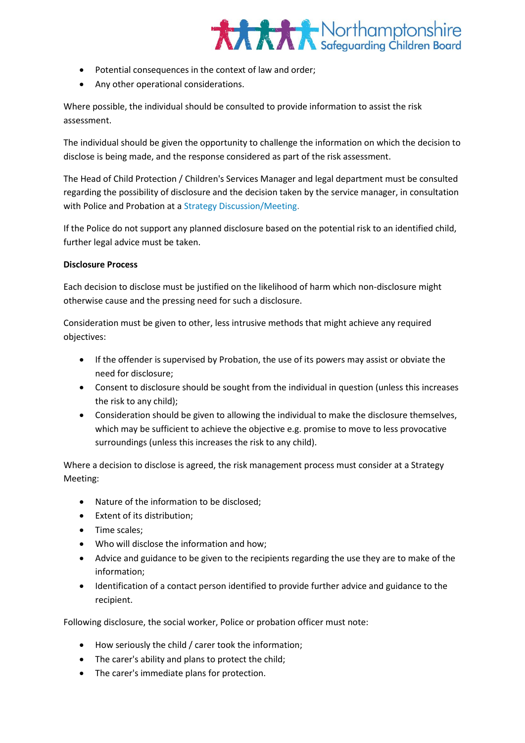- Potential consequences in the context of law and order;
- Any other operational considerations.

Where possible, the individual should be consulted to provide information to assist the risk assessment.

The individual should be given the opportunity to challenge the information on which the decision to disclose is being made, and the response considered as part of the risk assessment.

The Head of Child Protection / Children's Services Manager and legal department must be consulted regarding the possibility of disclosure and the decision taken by the service manager, in consultation with Police and Probation at a Strategy Discussion/Meeting.

If the Police do not support any planned disclosure based on the potential risk to an identified child, further legal advice must be taken.

**Disclosure Process**

Each decision to disclose must be justified on the likelihood of harm which non-disclosure might otherwise cause and the pressing need for such a disclosure.

Consideration must be given to other, less intrusive methods that might achieve any required objectives:

- If the offender is supervised by Probation, the use of its powers may assist or obviate the need for disclosure;
- Consent to disclosure should be sought from the individual in question (unless this increases the risk to any child);
- Consideration should be given to allowing the individual to make the disclosure themselves, which may be sufficient to achieve the objective e.g. promise to move to less provocative surroundings (unless this increases the risk to any child).

Where a decision to disclose is agreed, the risk management process must consider at a Strategy Meeting:

- Nature of the information to be disclosed;
- Extent of its distribution;
- Time scales;
- Who will disclose the information and how;
- Advice and guidance to be given to the recipients regarding the use they are to make of the information;
- Identification of a contact person identified to provide further advice and guidance to the recipient.

Following disclosure, the social worker, Police or probation officer must note:

- How seriously the child / carer took the information;
- The carer's ability and plans to protect the child;
- The carer's immediate plans for protection.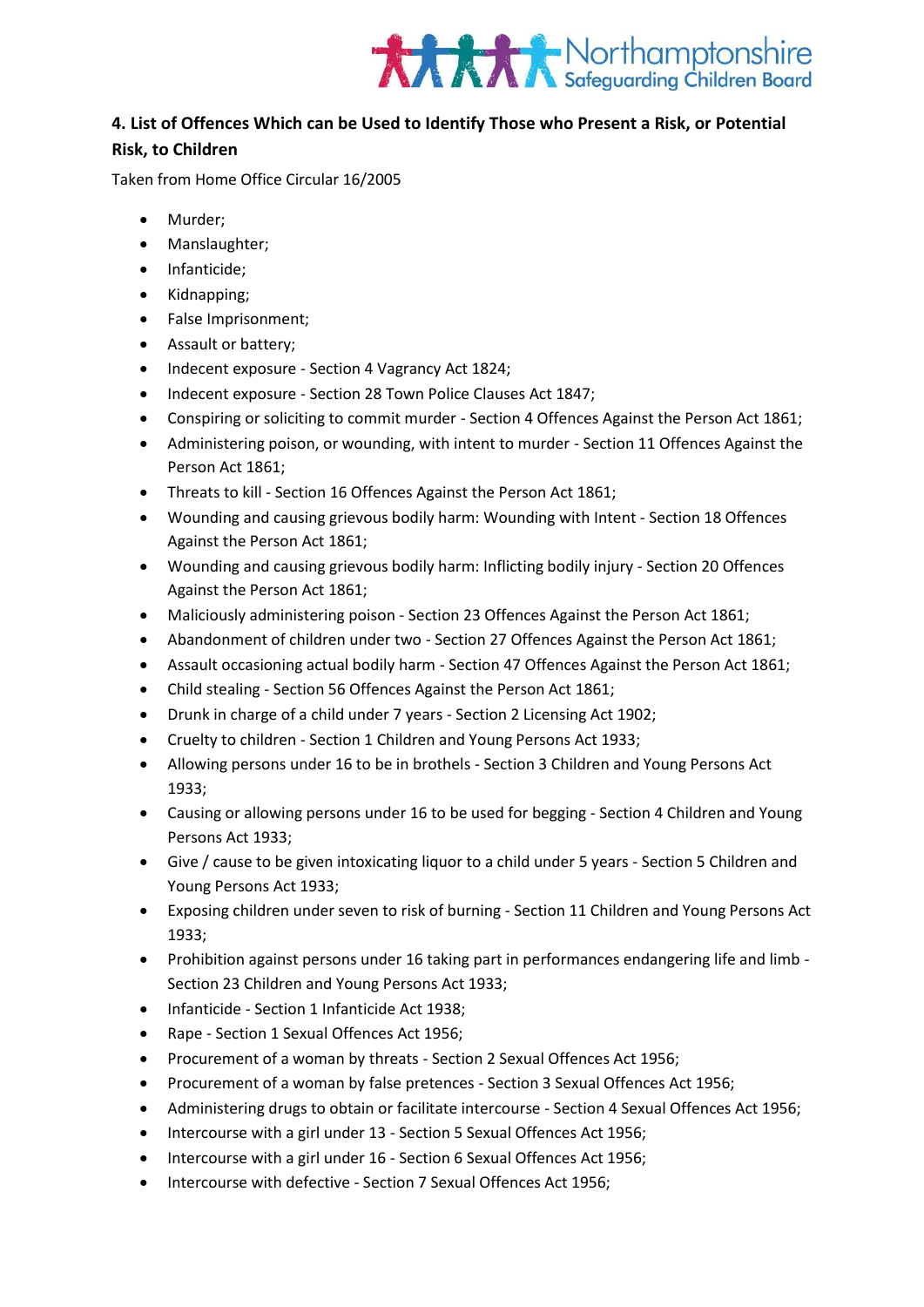## 4. List of Offences Which can be Used to Identify Those who Present a Risk, or Potential Risk, to Children

Taken from Home Office Circular 16/2005

- Murder;
- Manslaughter;
- Infanticide;
- Kidnapping;
- False Imprisonment;
- Assault or battery;
- Indecent exposure - Section 4 Vagrancy Act 1824;
- Indecent exposure - Section 28 Town Police Clauses Act 1847;
- Conspiring or soliciting to commit murder - Section 4 Offences Against the Person Act 1861;
- Administering poison, or wounding, with intent to murder - Section 11 Offences Against the Person Act 1861;
- Threats to kill - Section 16 Offences Against the Person Act 1861;
- Wounding and causing grievous bodily harm: Wounding with Intent - Section 18 Offences Against the Person Act 1861;
- Wounding and causing grievous bodily harm: Inflicting bodily injury - Section 20 Offences Against the Person Act 1861;
- Maliciously administering poison - Section 23 Offences Against the Person Act 1861;
- Abandonment of children under two - Section 27 Offences Against the Person Act 1861;
- Assault occasioning actual bodily harm - Section 47 Offences Against the Person Act 1861;
- Child stealing - Section 56 Offences Against the Person Act 1861;
- Drunk in charge of a child under 7 years - Section 2 Licensing Act 1902;
- Cruelty to children - Section 1 Children and Young Persons Act 1933;
- Allowing persons under 16 to be in brothels - Section 3 Children and Young Persons Act 1933;
- Causing or allowing persons under 16 to be used for begging - Section 4 Children and Young Persons Act 1933;
- Give / cause to be given intoxicating liquor to a child under 5 years - Section 5 Children and Young Persons Act 1933;
- Exposing children under seven to risk of burning - Section 11 Children and Young Persons Act 1933;
- Prohibition against persons under 16 taking part in performances endangering life and limb - Section 23 Children and Young Persons Act 1933;
- Infanticide - Section 1 Infanticide Act 1938;
- Rape - Section 1 Sexual Offences Act 1956;
- Procurement of a woman by threats - Section 2 Sexual Offences Act 1956;
- Procurement of a woman by false pretences - Section 3 Sexual Offences Act 1956;
- Administering drugs to obtain or facilitate intercourse - Section 4 Sexual Offences Act 1956;
- Intercourse with a girl under 13 - Section 5 Sexual Offences Act 1956;
- Intercourse with a girl under 16 - Section 6 Sexual Offences Act 1956;
- Intercourse with defective - Section 7 Sexual Offences Act 1956;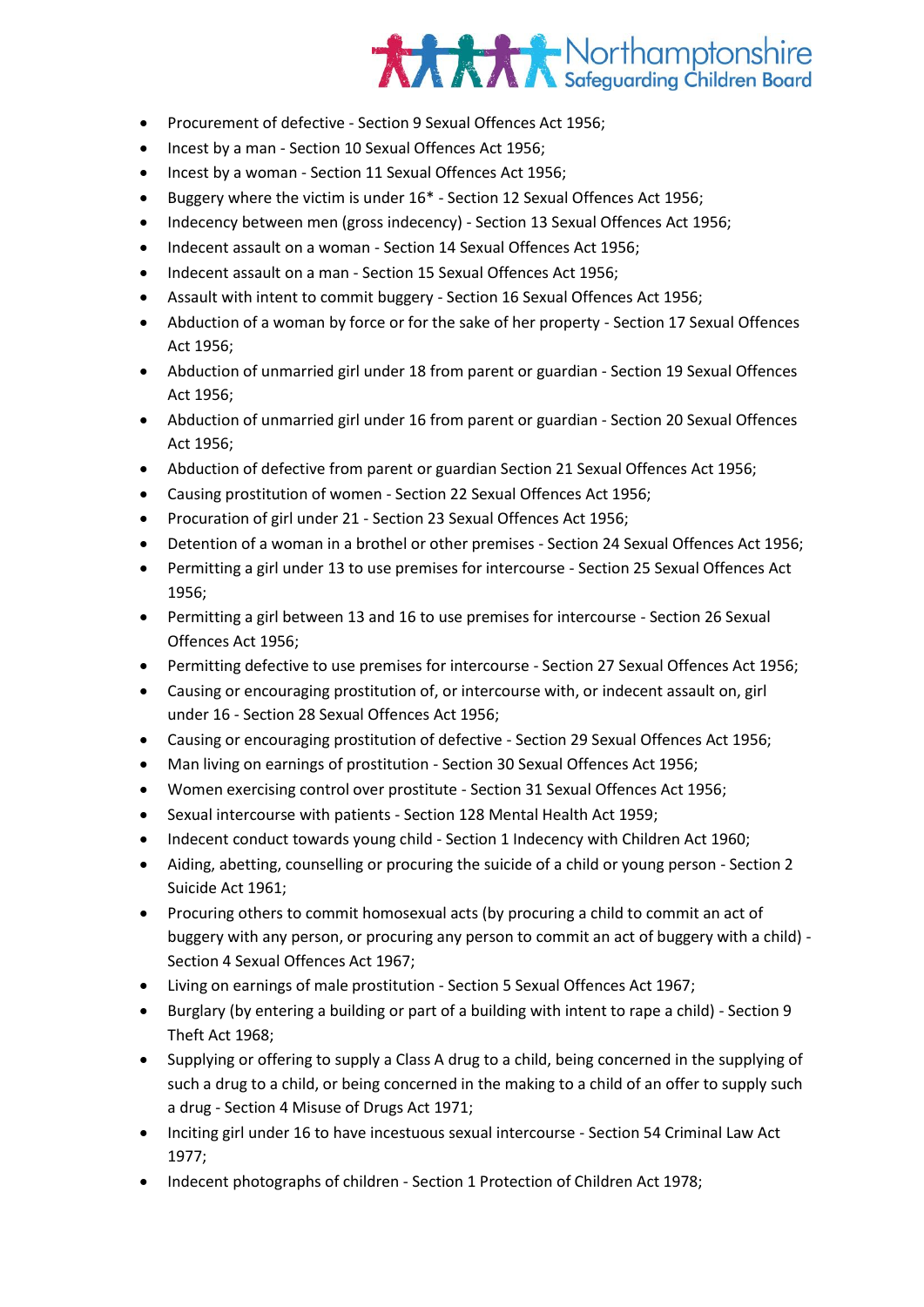- Procurement of defective - Section 9 Sexual Offences Act 1956;
- Incest by a man - Section 10 Sexual Offences Act 1956;
- Incest by a woman - Section 11 Sexual Offences Act 1956;
- Buggery where the victim is under 16* - Section 12 Sexual Offences Act 1956;
- Indecency between men (gross indecency) - Section 13 Sexual Offences Act 1956;
- Indecent assault on a woman - Section 14 Sexual Offences Act 1956;
- Indecent assault on a man - Section 15 Sexual Offences Act 1956;
- Assault with intent to commit buggery - Section 16 Sexual Offences Act 1956;
- Abduction of a woman by force or for the sake of her property - Section 17 Sexual Offences Act 1956;
- Abduction of unmarried girl under 18 from parent or guardian - Section 19 Sexual Offences Act 1956;
- Abduction of unmarried girl under 16 from parent or guardian - Section 20 Sexual Offences Act 1956;
- Abduction of defective from parent or guardian Section 21 Sexual Offences Act 1956;
- Causing prostitution of women - Section 22 Sexual Offences Act 1956;
- Procuration of girl under 21 - Section 23 Sexual Offences Act 1956;
- Detention of a woman in a brothel or other premises - Section 24 Sexual Offences Act 1956;
- Permitting a girl under 13 to use premises for intercourse - Section 25 Sexual Offences Act 1956;
- Permitting a girl between 13 and 16 to use premises for intercourse - Section 26 Sexual Offences Act 1956;
- Permitting defective to use premises for intercourse - Section 27 Sexual Offences Act 1956;
- Causing or encouraging prostitution of, or intercourse with, or indecent assault on, girl under 16 - Section 28 Sexual Offences Act 1956;
- Causing or encouraging prostitution of defective - Section 29 Sexual Offences Act 1956;
- Man living on earnings of prostitution - Section 30 Sexual Offences Act 1956;
- Women exercising control over prostitute - Section 31 Sexual Offences Act 1956;
- Sexual intercourse with patients - Section 128 Mental Health Act 1959;
- Indecent conduct towards young child - Section 1 Indecency with Children Act 1960;
- Aiding, abetting, counselling or procuring the suicide of a child or young person - Section 2 Suicide Act 1961;
- Procuring others to commit homosexual acts (by procuring a child to commit an act of buggery with any person, or procuring any person to commit an act of buggery with a child) - Section 4 Sexual Offences Act 1967;
- Living on earnings of male prostitution - Section 5 Sexual Offences Act 1967;
- Burglary (by entering a building or part of a building with intent to rape a child) - Section 9 Theft Act 1968;
- Supplying or offering to supply a Class A drug to a child, being concerned in the supplying of such a drug to a child, or being concerned in the making to a child of an offer to supply such a drug - Section 4 Misuse of Drugs Act 1971;
- Inciting girl under 16 to have incestuous sexual intercourse - Section 54 Criminal Law Act 1977;
- Indecent photographs of children - Section 1 Protection of Children Act 1978;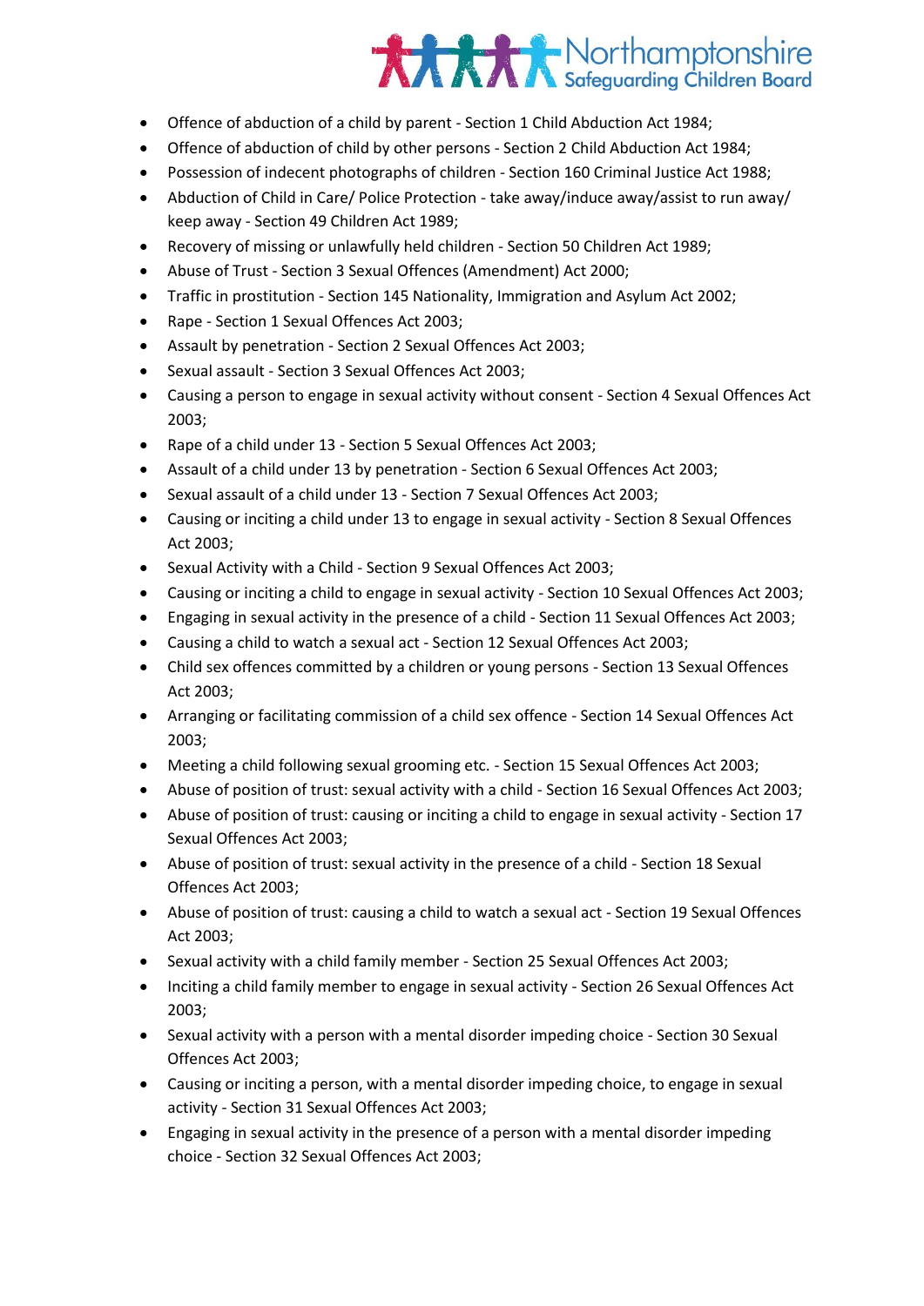- Offence of abduction of a child by parent - Section 1 Child Abduction Act 1984;
- Offence of abduction of child by other persons - Section 2 Child Abduction Act 1984;
- Possession of indecent photographs of children - Section 160 Criminal Justice Act 1988;
- Abduction of Child in Care/ Police Protection - take away/induce away/assist to run away/ keep away - Section 49 Children Act 1989;
- Recovery of missing or unlawfully held children - Section 50 Children Act 1989;
- Abuse of Trust - Section 3 Sexual Offences (Amendment) Act 2000;
- Traffic in prostitution - Section 145 Nationality, Immigration and Asylum Act 2002;
- Rape - Section 1 Sexual Offences Act 2003;
- Assault by penetration - Section 2 Sexual Offences Act 2003;
- Sexual assault - Section 3 Sexual Offences Act 2003;
- Causing a person to engage in sexual activity without consent - Section 4 Sexual Offences Act 2003;
- Rape of a child under 13 - Section 5 Sexual Offences Act 2003;
- Assault of a child under 13 by penetration - Section 6 Sexual Offences Act 2003;
- Sexual assault of a child under 13 - Section 7 Sexual Offences Act 2003;
- Causing or inciting a child under 13 to engage in sexual activity - Section 8 Sexual Offences Act 2003;
- Sexual Activity with a Child - Section 9 Sexual Offences Act 2003;
- Causing or inciting a child to engage in sexual activity - Section 10 Sexual Offences Act 2003;
- Engaging in sexual activity in the presence of a child - Section 11 Sexual Offences Act 2003;
- Causing a child to watch a sexual act - Section 12 Sexual Offences Act 2003;
- Child sex offences committed by a children or young persons - Section 13 Sexual Offences Act 2003;
- Arranging or facilitating commission of a child sex offence - Section 14 Sexual Offences Act 2003;
- Meeting a child following sexual grooming etc. - Section 15 Sexual Offences Act 2003;
- Abuse of position of trust: sexual activity with a child - Section 16 Sexual Offences Act 2003;
- Abuse of position of trust: causing or inciting a child to engage in sexual activity - Section 17 Sexual Offences Act 2003;
- Abuse of position of trust: sexual activity in the presence of a child - Section 18 Sexual Offences Act 2003;
- Abuse of position of trust: causing a child to watch a sexual act - Section 19 Sexual Offences Act 2003;
- Sexual activity with a child family member - Section 25 Sexual Offences Act 2003;
- Inciting a child family member to engage in sexual activity - Section 26 Sexual Offences Act 2003;
- Sexual activity with a person with a mental disorder impeding choice - Section 30 Sexual Offences Act 2003;
- Causing or inciting a person, with a mental disorder impeding choice, to engage in sexual activity - Section 31 Sexual Offences Act 2003;
- Engaging in sexual activity in the presence of a person with a mental disorder impeding choice - Section 32 Sexual Offences Act 2003;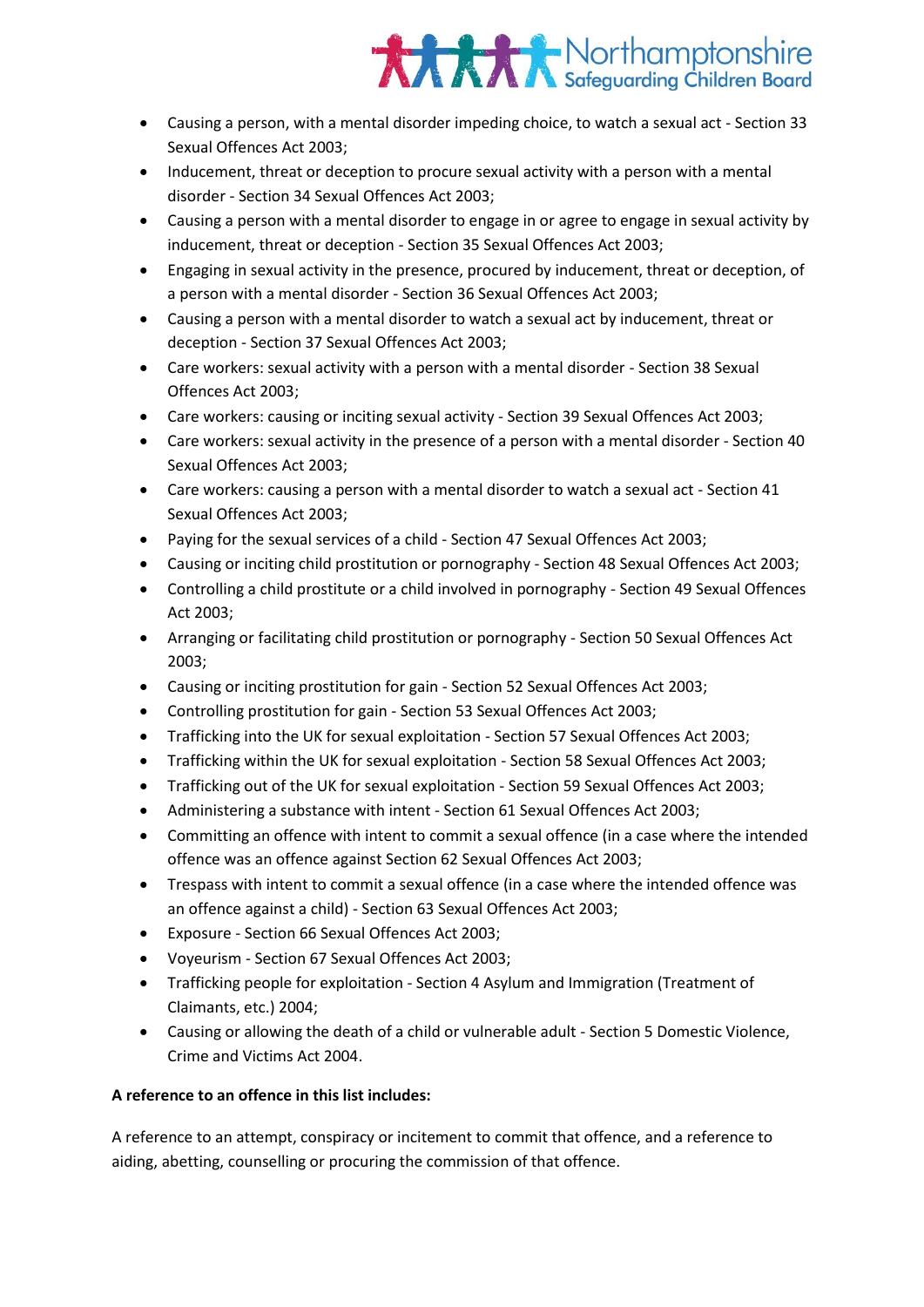- Causing a person, with a mental disorder impeding choice, to watch a sexual act - Section 33 Sexual Offences Act 2003;
- Inducement, threat or deception to procure sexual activity with a person with a mental disorder - Section 34 Sexual Offences Act 2003;
- Causing a person with a mental disorder to engage in or agree to engage in sexual activity by inducement, threat or deception - Section 35 Sexual Offences Act 2003;
- Engaging in sexual activity in the presence, procured by inducement, threat or deception, of a person with a mental disorder - Section 36 Sexual Offences Act 2003;
- Causing a person with a mental disorder to watch a sexual act by inducement, threat or deception - Section 37 Sexual Offences Act 2003;
- Care workers: sexual activity with a person with a mental disorder - Section 38 Sexual Offences Act 2003;
- Care workers: causing or inciting sexual activity - Section 39 Sexual Offences Act 2003;
- Care workers: sexual activity in the presence of a person with a mental disorder - Section 40 Sexual Offences Act 2003;
- Care workers: causing a person with a mental disorder to watch a sexual act - Section 41 Sexual Offences Act 2003;
- Paying for the sexual services of a child - Section 47 Sexual Offences Act 2003;
- Causing or inciting child prostitution or pornography - Section 48 Sexual Offences Act 2003;
- Controlling a child prostitute or a child involved in pornography - Section 49 Sexual Offences Act 2003;
- Arranging or facilitating child prostitution or pornography - Section 50 Sexual Offences Act 2003;
- Causing or inciting prostitution for gain - Section 52 Sexual Offences Act 2003;
- Controlling prostitution for gain - Section 53 Sexual Offences Act 2003;
- Trafficking into the UK for sexual exploitation - Section 57 Sexual Offences Act 2003;
- Trafficking within the UK for sexual exploitation - Section 58 Sexual Offences Act 2003;
- Trafficking out of the UK for sexual exploitation - Section 59 Sexual Offences Act 2003;
- Administering a substance with intent - Section 61 Sexual Offences Act 2003;
- Committing an offence with intent to commit a sexual offence (in a case where the intended offence was an offence against Section 62 Sexual Offences Act 2003;
- Trespass with intent to commit a sexual offence (in a case where the intended offence was an offence against a child) - Section 63 Sexual Offences Act 2003;
- Exposure - Section 66 Sexual Offences Act 2003;
- Voyeurism - Section 67 Sexual Offences Act 2003;
- Trafficking people for exploitation - Section 4 Asylum and Immigration (Treatment of Claimants, etc.) 2004;
- Causing or allowing the death of a child or vulnerable adult - Section 5 Domestic Violence, Crime and Victims Act 2004.

**A reference to an offence in this list includes:**

A reference to an attempt, conspiracy or incitement to commit that offence, and a reference to aiding, abetting, counselling or procuring the commission of that offence.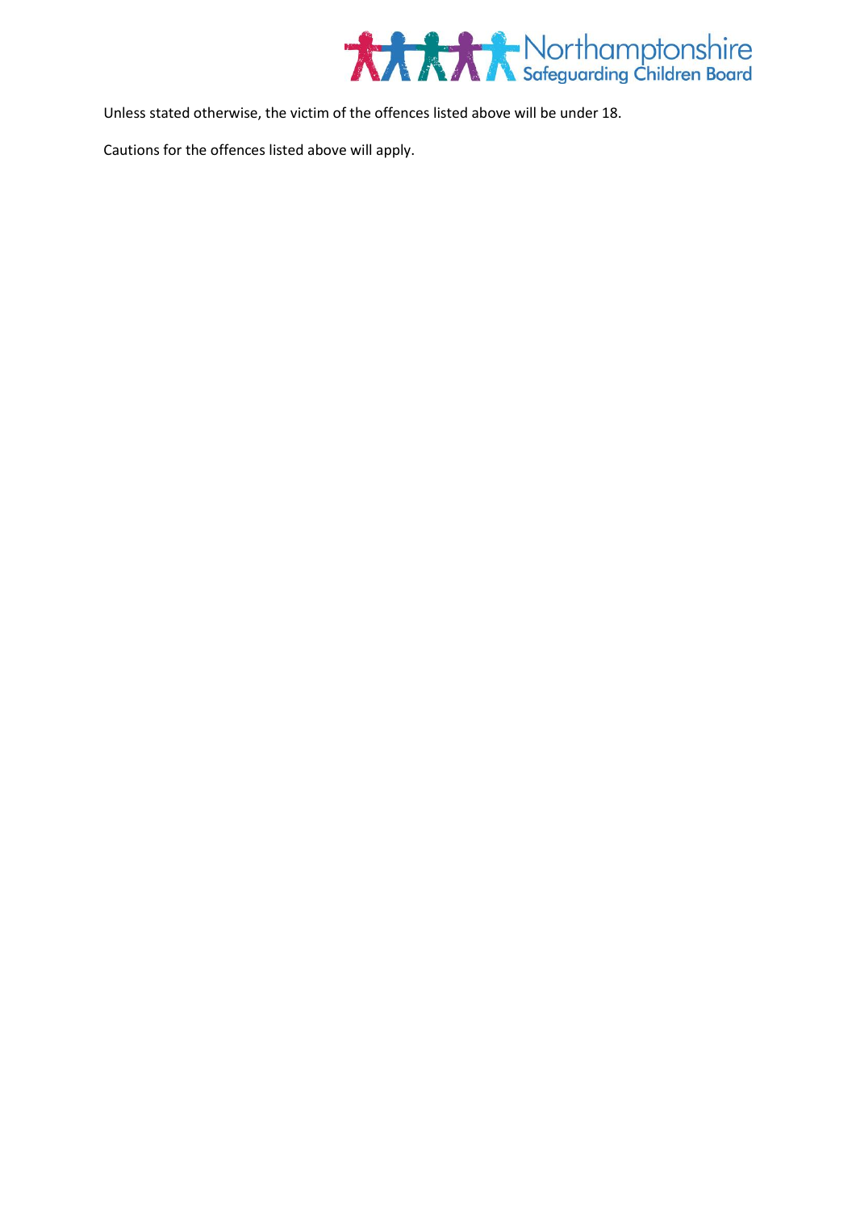Unless stated otherwise, the victim of the offences listed above will be under 18.

Cautions for the offences listed above will apply.